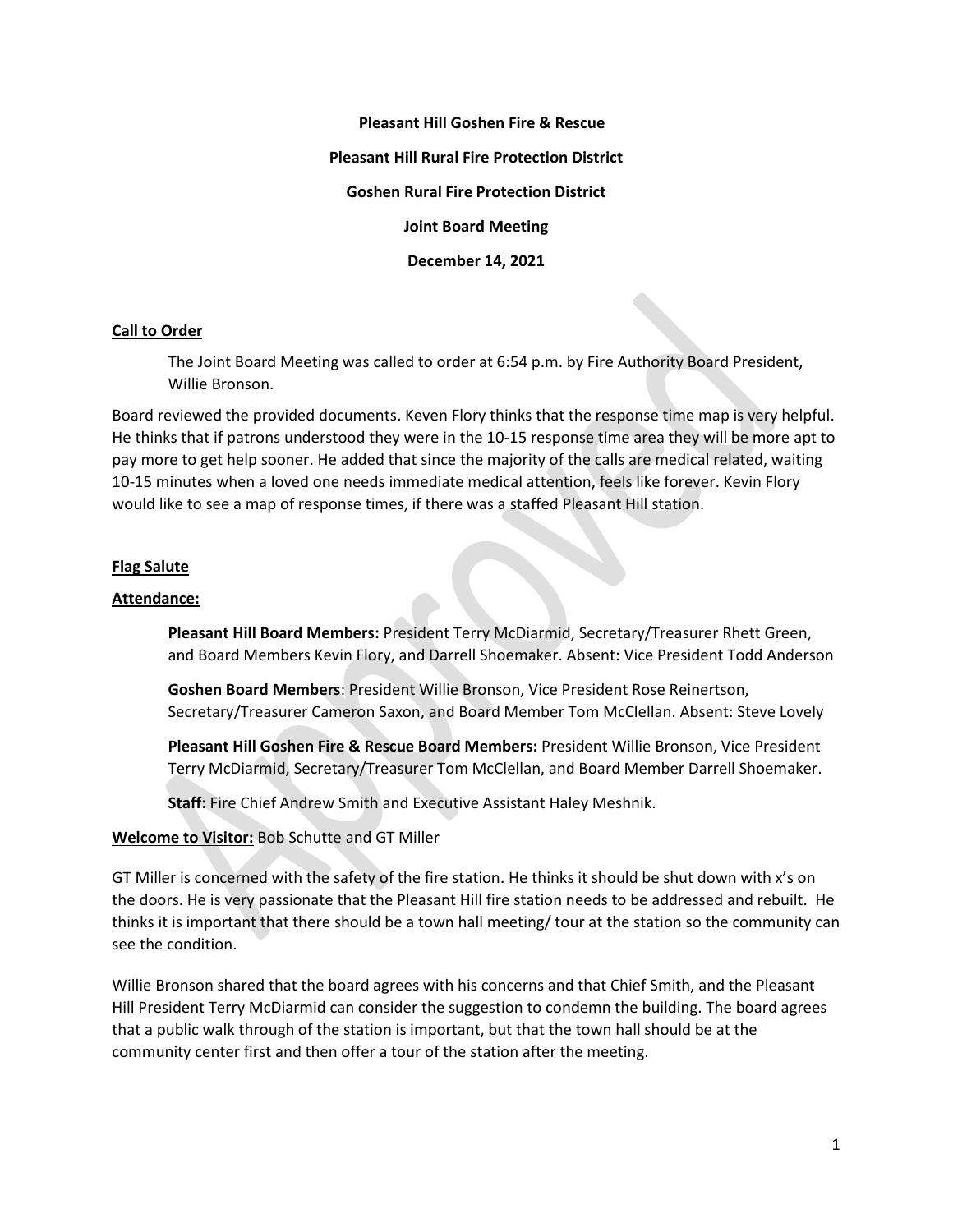**Pleasant Hill Goshen Fire & Rescue**

**Pleasant Hill Rural Fire Protection District**

**Goshen Rural Fire Protection District**

**Joint Board Meeting**

**December 14, 2021**

**Call to Order**

The Joint Board Meeting was called to order at 6:54 p.m. by Fire Authority Board President, Willie Bronson.

Board reviewed the provided documents. Keven Flory thinks that the response time map is very helpful. He thinks that if patrons understood they were in the 10-15 response time area they will be more apt to pay more to get help sooner. He added that since the majority of the calls are medical related, waiting 10-15 minutes when a loved one needs immediate medical attention, feels like forever. Kevin Flory would like to see a map of response times, if there was a staffed Pleasant Hill station.

**Flag Salute**

**Attendance:**

**Pleasant Hill Board Members:** President Terry McDiarmid, Secretary/Treasurer Rhett Green, and Board Members Kevin Flory, and Darrell Shoemaker. Absent: Vice President Todd Anderson

**Goshen Board Members**: President Willie Bronson, Vice President Rose Reinertson, Secretary/Treasurer Cameron Saxon, and Board Member Tom McClellan. Absent: Steve Lovely

**Pleasant Hill Goshen Fire & Rescue Board Members:** President Willie Bronson, Vice President Terry McDiarmid, Secretary/Treasurer Tom McClellan, and Board Member Darrell Shoemaker.

**Staff:** Fire Chief Andrew Smith and Executive Assistant Haley Meshnik.

**Welcome to Visitor:** Bob Schutte and GT Miller

GT Miller is concerned with the safety of the fire station. He thinks it should be shut down with x's on the doors. He is very passionate that the Pleasant Hill fire station needs to be addressed and rebuilt. He thinks it is important that there should be a town hall meeting/ tour at the station so the community can see the condition.

Willie Bronson shared that the board agrees with his concerns and that Chief Smith, and the Pleasant Hill President Terry McDiarmid can consider the suggestion to condemn the building. The board agrees that a public walk through of the station is important, but that the town hall should be at the community center first and then offer a tour of the station after the meeting.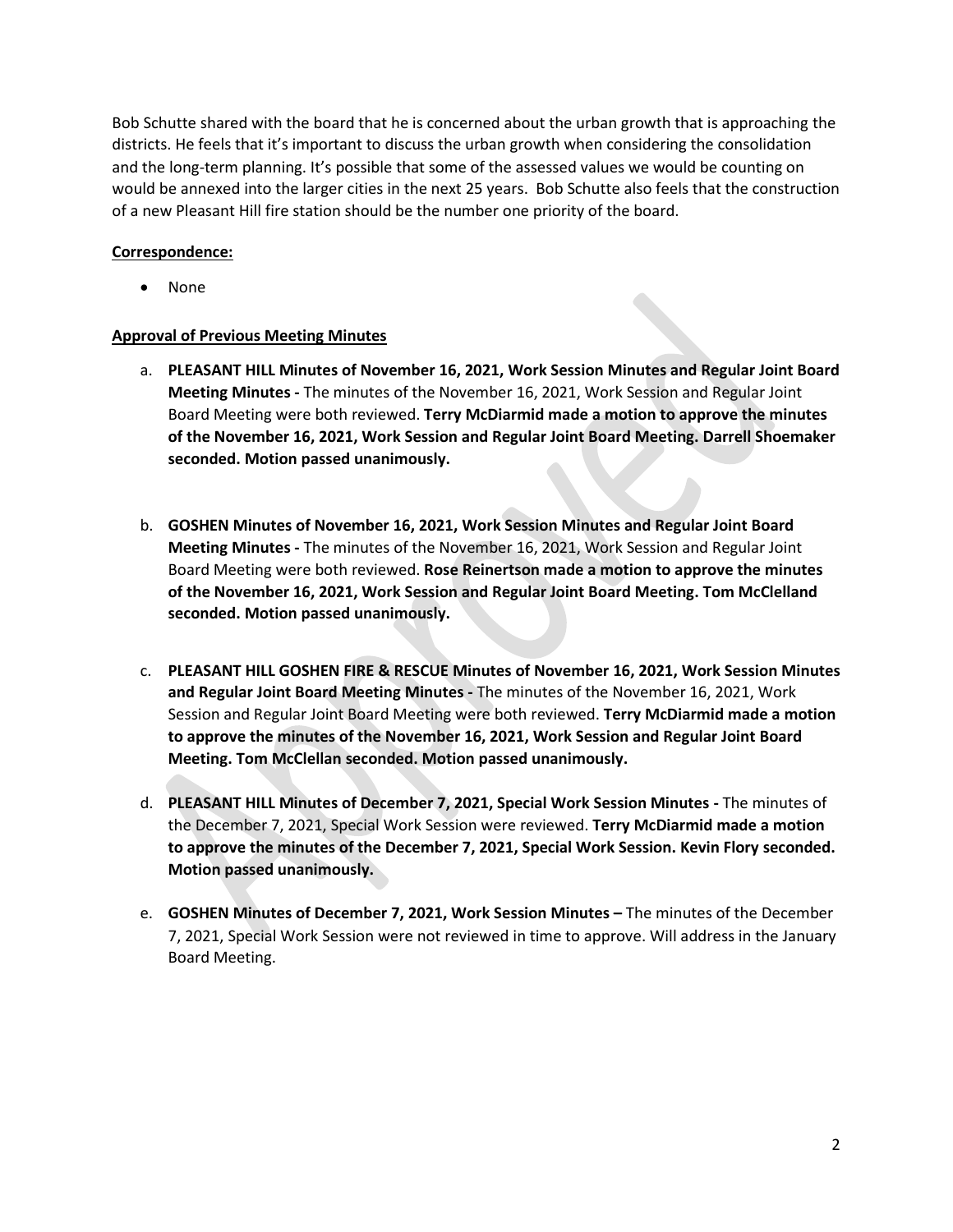Bob Schutte shared with the board that he is concerned about the urban growth that is approaching the districts. He feels that it's important to discuss the urban growth when considering the consolidation and the long-term planning. It's possible that some of the assessed values we would be counting on would be annexed into the larger cities in the next 25 years. Bob Schutte also feels that the construction of a new Pleasant Hill fire station should be the number one priority of the board.

**Correspondence:**

- None

**Approval of Previous Meeting Minutes**

a. **PLEASANT HILL Minutes of November 16, 2021, Work Session Minutes and Regular Joint Board Meeting Minutes -** The minutes of the November 16, 2021, Work Session and Regular Joint Board Meeting were both reviewed. **Terry McDiarmid made a motion to approve the minutes of the November 16, 2021, Work Session and Regular Joint Board Meeting. Darrell Shoemaker seconded. Motion passed unanimously.**

b. **GOSHEN Minutes of November 16, 2021, Work Session Minutes and Regular Joint Board Meeting Minutes -** The minutes of the November 16, 2021, Work Session and Regular Joint Board Meeting were both reviewed. **Rose Reinertson made a motion to approve the minutes of the November 16, 2021, Work Session and Regular Joint Board Meeting. Tom McClelland seconded. Motion passed unanimously.**

c. **PLEASANT HILL GOSHEN FIRE & RESCUE Minutes of November 16, 2021, Work Session Minutes and Regular Joint Board Meeting Minutes -** The minutes of the November 16, 2021, Work Session and Regular Joint Board Meeting were both reviewed. **Terry McDiarmid made a motion to approve the minutes of the November 16, 2021, Work Session and Regular Joint Board Meeting. Tom McClellan seconded. Motion passed unanimously.**

d. **PLEASANT HILL Minutes of December 7, 2021, Special Work Session Minutes -** The minutes of the December 7, 2021, Special Work Session were reviewed. **Terry McDiarmid made a motion to approve the minutes of the December 7, 2021, Special Work Session. Kevin Flory seconded. Motion passed unanimously.**

e. **GOSHEN Minutes of December 7, 2021, Work Session Minutes –** The minutes of the December 7, 2021, Special Work Session were not reviewed in time to approve. Will address in the January Board Meeting.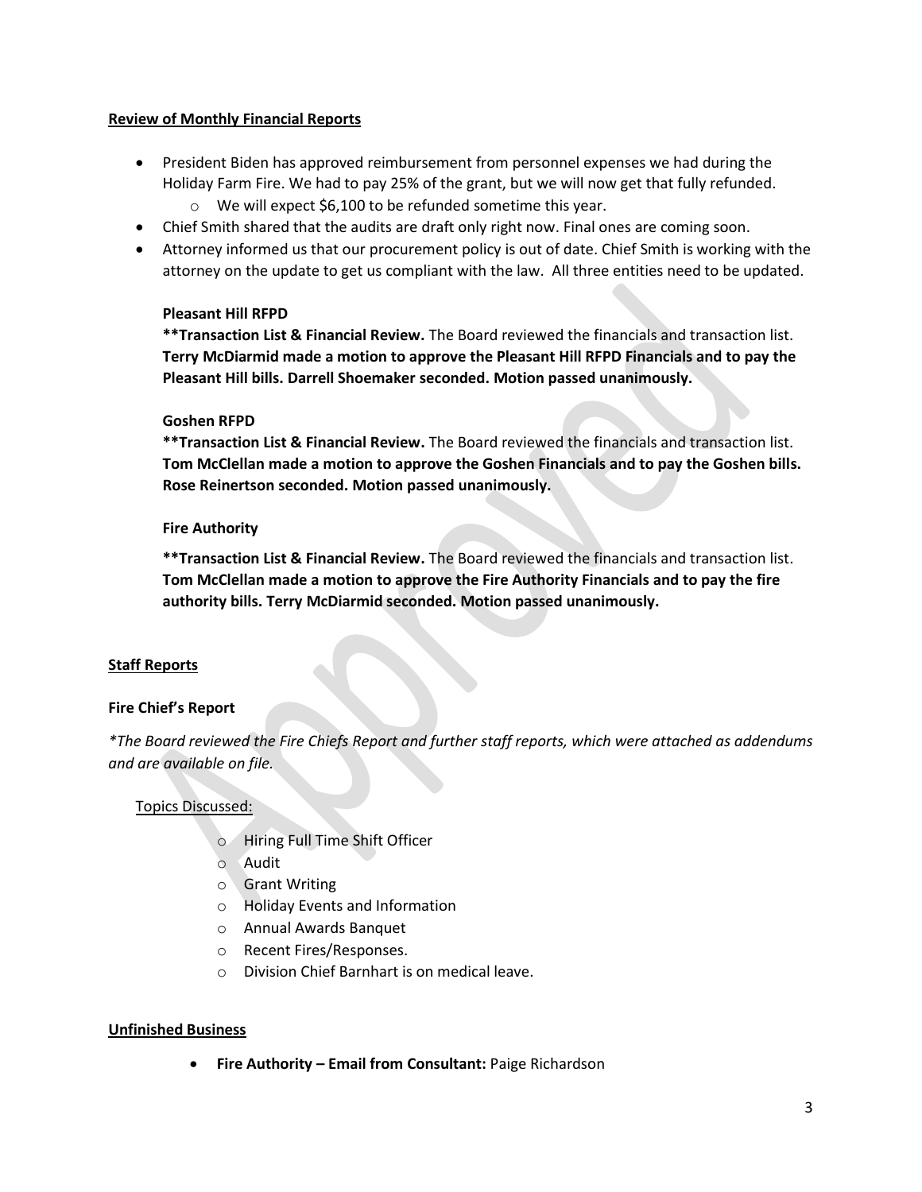## Review of Monthly Financial Reports

- President Biden has approved reimbursement from personnel expenses we had during the Holiday Farm Fire. We had to pay 25% of the grant, but we will now get that fully refunded.
  - We will expect $6,100 to be refunded sometime this year.
- Chief Smith shared that the audits are draft only right now. Final ones are coming soon.
- Attorney informed us that our procurement policy is out of date. Chief Smith is working with the attorney on the update to get us compliant with the law. All three entities need to be updated.

### Pleasant Hill RFPD

****Transaction List & Financial Review.** The Board reviewed the financials and transaction list. **Terry McDiarmid made a motion to approve the Pleasant Hill RFPD Financials and to pay the Pleasant Hill bills. Darrell Shoemaker seconded. Motion passed unanimously.**

### Goshen RFPD

****Transaction List & Financial Review.** The Board reviewed the financials and transaction list. **Tom McClellan made a motion to approve the Goshen Financials and to pay the Goshen bills. Rose Reinertson seconded. Motion passed unanimously.**

### Fire Authority

****Transaction List & Financial Review.** The Board reviewed the financials and transaction list. **Tom McClellan made a motion to approve the Fire Authority Financials and to pay the fire authority bills. Terry McDiarmid seconded. Motion passed unanimously.**

## Staff Reports

### Fire Chief's Report

*\*The Board reviewed the Fire Chiefs Report and further staff reports, which were attached as addendums and are available on file.*

Topics Discussed:

- Hiring Full Time Shift Officer
- Audit
- Grant Writing
- Holiday Events and Information
- Annual Awards Banquet
- Recent Fires/Responses.
- Division Chief Barnhart is on medical leave.

## Unfinished Business

- **Fire Authority – Email from Consultant:** Paige Richardson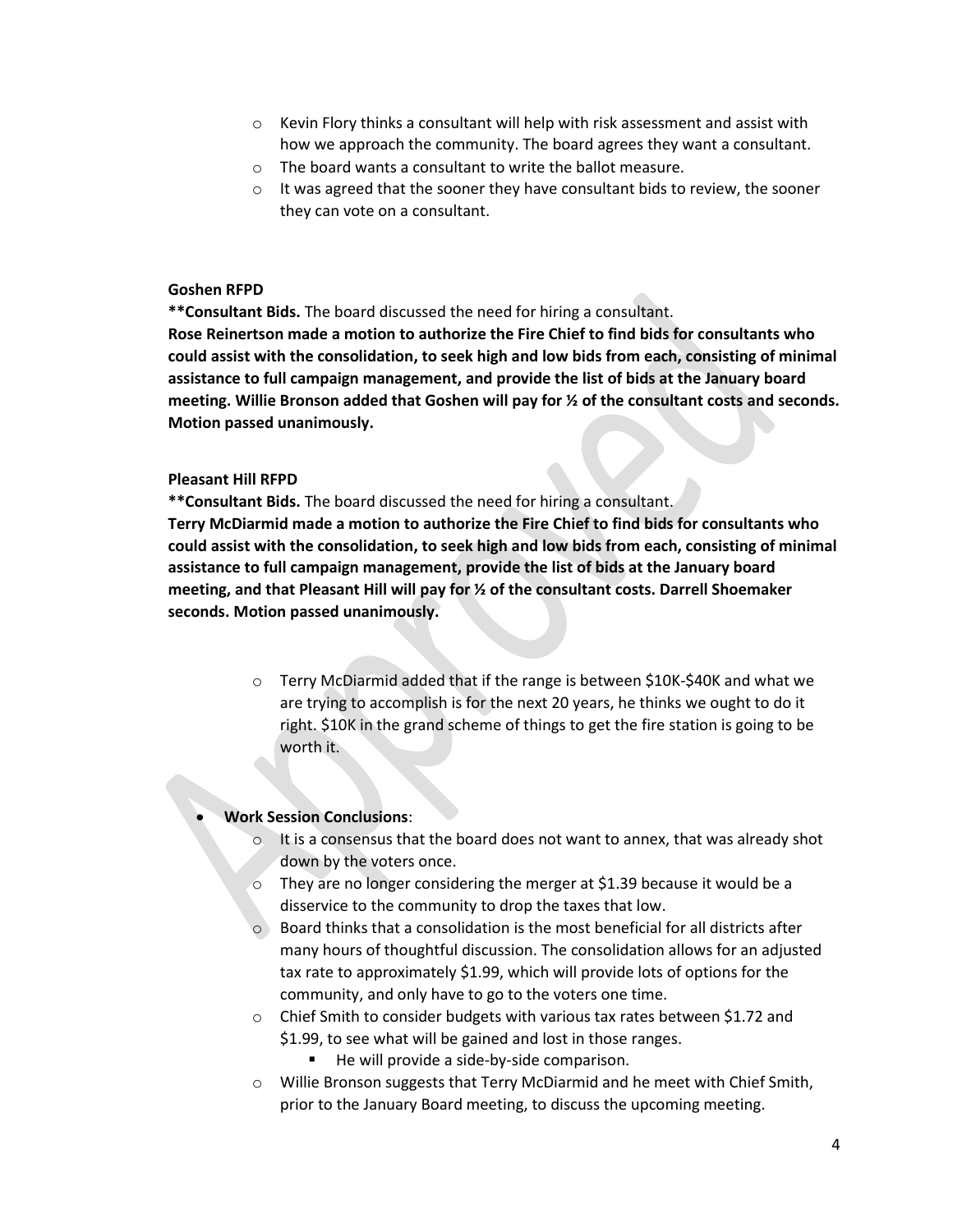- Kevin Flory thinks a consultant will help with risk assessment and assist with how we approach the community. The board agrees they want a consultant.
- The board wants a consultant to write the ballot measure.
- It was agreed that the sooner they have consultant bids to review, the sooner they can vote on a consultant.

**Goshen RFPD**

**\*\*Consultant Bids.** The board discussed the need for hiring a consultant.
**Rose Reinertson made a motion to authorize the Fire Chief to find bids for consultants who could assist with the consolidation, to seek high and low bids from each, consisting of minimal assistance to full campaign management, and provide the list of bids at the January board meeting. Willie Bronson added that Goshen will pay for ½ of the consultant costs and seconds. Motion passed unanimously.**

**Pleasant Hill RFPD**

**\*\*Consultant Bids.** The board discussed the need for hiring a consultant.
**Terry McDiarmid made a motion to authorize the Fire Chief to find bids for consultants who could assist with the consolidation, to seek high and low bids from each, consisting of minimal assistance to full campaign management, provide the list of bids at the January board meeting, and that Pleasant Hill will pay for ½ of the consultant costs. Darrell Shoemaker seconds. Motion passed unanimously.**

- Terry McDiarmid added that if the range is between $10K-$40K and what we are trying to accomplish is for the next 20 years, he thinks we ought to do it right. $10K in the grand scheme of things to get the fire station is going to be worth it.

- **Work Session Conclusions**:
  - It is a consensus that the board does not want to annex, that was already shot down by the voters once.
  - They are no longer considering the merger at $1.39 because it would be a disservice to the community to drop the taxes that low.
  - Board thinks that a consolidation is the most beneficial for all districts after many hours of thoughtful discussion. The consolidation allows for an adjusted tax rate to approximately $1.99, which will provide lots of options for the community, and only have to go to the voters one time.
  - Chief Smith to consider budgets with various tax rates between $1.72 and $1.99, to see what will be gained and lost in those ranges.
    - He will provide a side-by-side comparison.
  - Willie Bronson suggests that Terry McDiarmid and he meet with Chief Smith, prior to the January Board meeting, to discuss the upcoming meeting.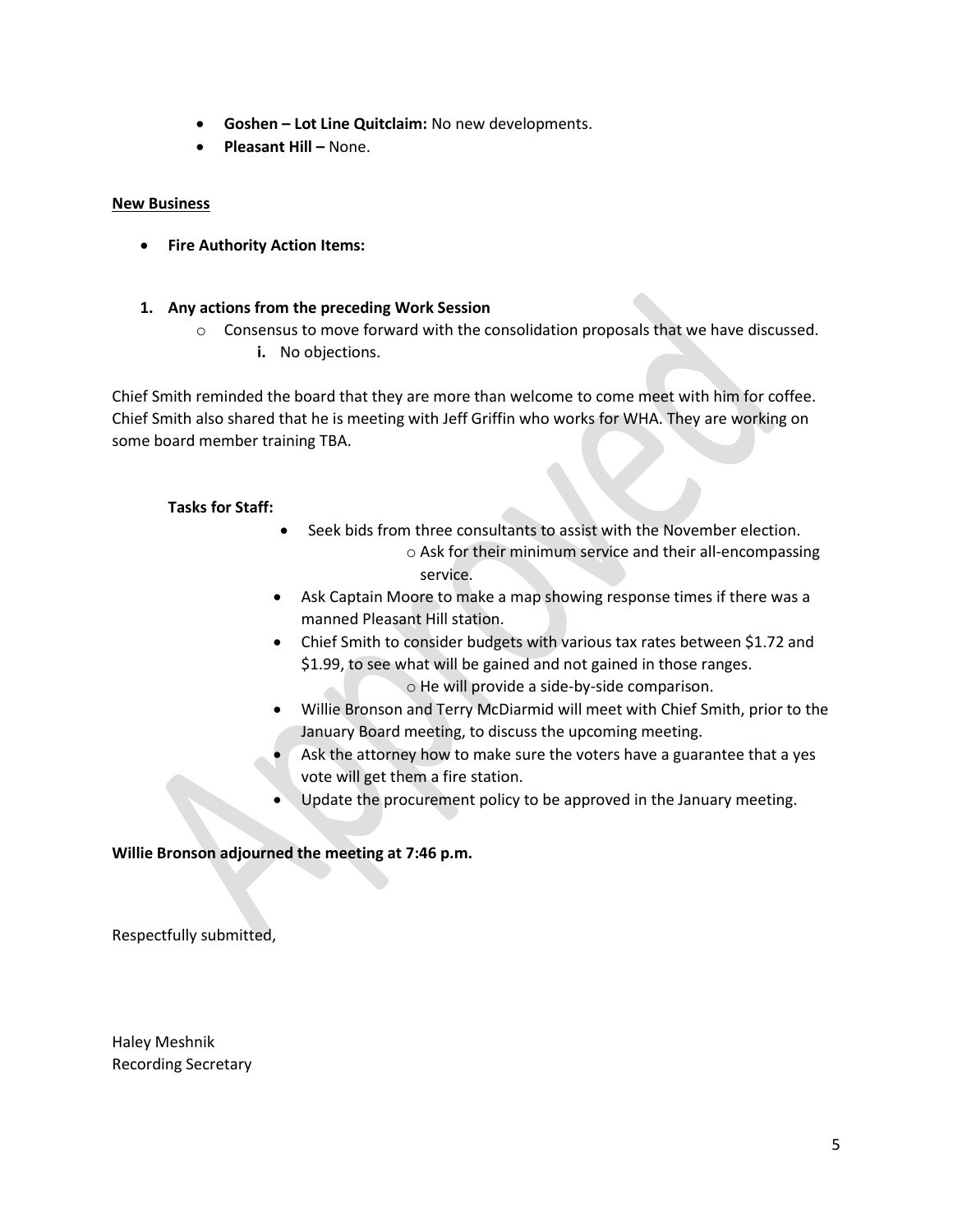- **Goshen – Lot Line Quitclaim:** No new developments.
- **Pleasant Hill –** None.

**New Business**

- **Fire Authority Action Items:**

1. **Any actions from the preceding Work Session**
   - Consensus to move forward with the consolidation proposals that we have discussed.
     - **i.** No objections.

Chief Smith reminded the board that they are more than welcome to come meet with him for coffee. Chief Smith also shared that he is meeting with Jeff Griffin who works for WHA. They are working on some board member training TBA.

**Tasks for Staff:**

- Seek bids from three consultants to assist with the November election.
  - Ask for their minimum service and their all-encompassing service.
- Ask Captain Moore to make a map showing response times if there was a manned Pleasant Hill station.
- Chief Smith to consider budgets with various tax rates between $1.72 and $1.99, to see what will be gained and not gained in those ranges.
  - He will provide a side-by-side comparison.
- Willie Bronson and Terry McDiarmid will meet with Chief Smith, prior to the January Board meeting, to discuss the upcoming meeting.
- Ask the attorney how to make sure the voters have a guarantee that a yes vote will get them a fire station.
- Update the procurement policy to be approved in the January meeting.

**Willie Bronson adjourned the meeting at 7:46 p.m.**

Respectfully submitted,

Haley Meshnik
Recording Secretary